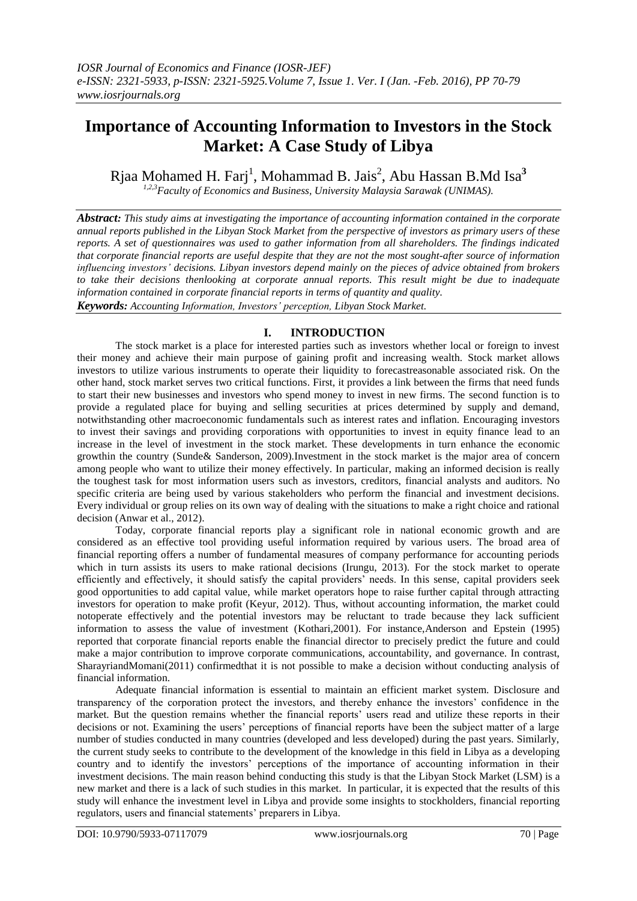# Importance of Accounting Information to Investors in the Stock Market: A Case Study of Libya

Rjaa Mohamed H. Farj[1], Mohammad B. Jais[2], Abu Hassan B.Md Isa[3]

[1,2,3]*Faculty of Economics and Business, University Malaysia Sarawak (UNIMAS).*

***Abstract:*** *This study aims at investigating the importance of accounting information contained in the corporate annual reports published in the Libyan Stock Market from the perspective of investors as primary users of these reports. A set of questionnaires was used to gather information from all shareholders. The findings indicated that corporate financial reports are useful despite that they are not the most sought-after source of information influencing investors' decisions. Libyan investors depend mainly on the pieces of advice obtained from brokers to take their decisions thenlooking at corporate annual reports. This result might be due to inadequate information contained in corporate financial reports in terms of quantity and quality.*

***Keywords:*** *Accounting Information, Investors' perception, Libyan Stock Market.*

## I. INTRODUCTION

The stock market is a place for interested parties such as investors whether local or foreign to invest their money and achieve their main purpose of gaining profit and increasing wealth. Stock market allows investors to utilize various instruments to operate their liquidity to forecastreasonable associated risk. On the other hand, stock market serves two critical functions. First, it provides a link between the firms that need funds to start their new businesses and investors who spend money to invest in new firms. The second function is to provide a regulated place for buying and selling securities at prices determined by supply and demand, notwithstanding other macroeconomic fundamentals such as interest rates and inflation. Encouraging investors to invest their savings and providing corporations with opportunities to invest in equity finance lead to an increase in the level of investment in the stock market. These developments in turn enhance the economic growthin the country (Sunde& Sanderson, 2009).Investment in the stock market is the major area of concern among people who want to utilize their money effectively. In particular, making an informed decision is really the toughest task for most information users such as investors, creditors, financial analysts and auditors. No specific criteria are being used by various stakeholders who perform the financial and investment decisions. Every individual or group relies on its own way of dealing with the situations to make a right choice and rational decision (Anwar et al., 2012).

Today, corporate financial reports play a significant role in national economic growth and are considered as an effective tool providing useful information required by various users. The broad area of financial reporting offers a number of fundamental measures of company performance for accounting periods which in turn assists its users to make rational decisions (Irungu, 2013). For the stock market to operate efficiently and effectively, it should satisfy the capital providers' needs. In this sense, capital providers seek good opportunities to add capital value, while market operators hope to raise further capital through attracting investors for operation to make profit (Keyur, 2012). Thus, without accounting information, the market could notoperate effectively and the potential investors may be reluctant to trade because they lack sufficient information to assess the value of investment (Kothari,2001). For instance,Anderson and Epstein (1995) reported that corporate financial reports enable the financial director to precisely predict the future and could make a major contribution to improve corporate communications, accountability, and governance. In contrast, SharayriandMomani(2011) confirmedthat it is not possible to make a decision without conducting analysis of financial information.

Adequate financial information is essential to maintain an efficient market system. Disclosure and transparency of the corporation protect the investors, and thereby enhance the investors' confidence in the market. But the question remains whether the financial reports' users read and utilize these reports in their decisions or not. Examining the users' perceptions of financial reports have been the subject matter of a large number of studies conducted in many countries (developed and less developed) during the past years. Similarly, the current study seeks to contribute to the development of the knowledge in this field in Libya as a developing country and to identify the investors' perceptions of the importance of accounting information in their investment decisions. The main reason behind conducting this study is that the Libyan Stock Market (LSM) is a new market and there is a lack of such studies in this market. In particular, it is expected that the results of this study will enhance the investment level in Libya and provide some insights to stockholders, financial reporting regulators, users and financial statements' preparers in Libya.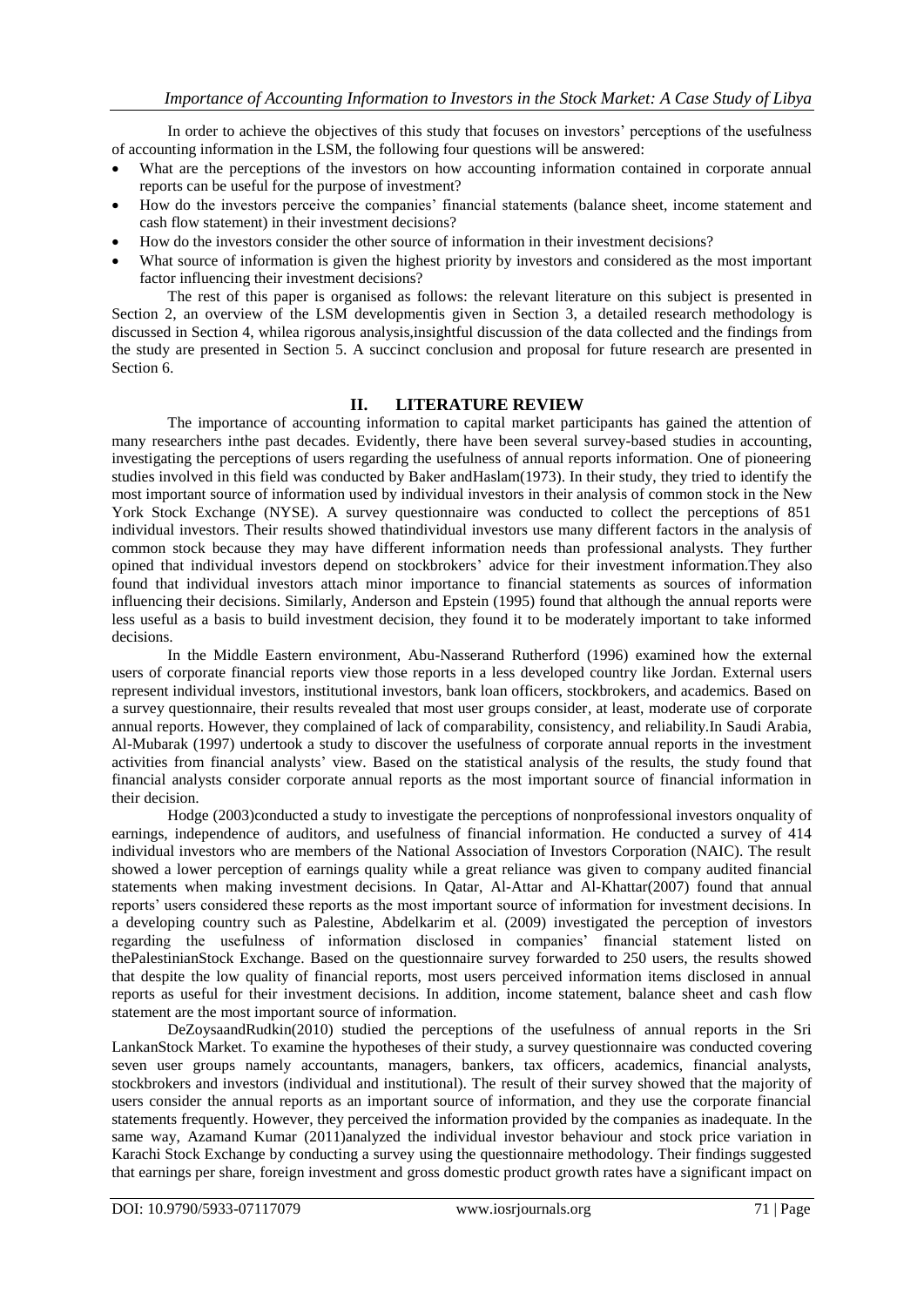In order to achieve the objectives of this study that focuses on investors' perceptions of the usefulness of accounting information in the LSM, the following four questions will be answered:

- What are the perceptions of the investors on how accounting information contained in corporate annual reports can be useful for the purpose of investment?
- How do the investors perceive the companies' financial statements (balance sheet, income statement and cash flow statement) in their investment decisions?
- How do the investors consider the other source of information in their investment decisions?
- What source of information is given the highest priority by investors and considered as the most important factor influencing their investment decisions?

The rest of this paper is organised as follows: the relevant literature on this subject is presented in Section 2, an overview of the LSM developmentis given in Section 3, a detailed research methodology is discussed in Section 4, whilea rigorous analysis,insightful discussion of the data collected and the findings from the study are presented in Section 5. A succinct conclusion and proposal for future research are presented in Section 6.

## II. LITERATURE REVIEW

The importance of accounting information to capital market participants has gained the attention of many researchers inthe past decades. Evidently, there have been several survey-based studies in accounting, investigating the perceptions of users regarding the usefulness of annual reports information. One of pioneering studies involved in this field was conducted by Baker andHaslam(1973). In their study, they tried to identify the most important source of information used by individual investors in their analysis of common stock in the New York Stock Exchange (NYSE). A survey questionnaire was conducted to collect the perceptions of 851 individual investors. Their results showed thatindividual investors use many different factors in the analysis of common stock because they may have different information needs than professional analysts. They further opined that individual investors depend on stockbrokers' advice for their investment information.They also found that individual investors attach minor importance to financial statements as sources of information influencing their decisions. Similarly, Anderson and Epstein (1995) found that although the annual reports were less useful as a basis to build investment decision, they found it to be moderately important to take informed decisions.

In the Middle Eastern environment, Abu-Nasserand Rutherford (1996) examined how the external users of corporate financial reports view those reports in a less developed country like Jordan. External users represent individual investors, institutional investors, bank loan officers, stockbrokers, and academics. Based on a survey questionnaire, their results revealed that most user groups consider, at least, moderate use of corporate annual reports. However, they complained of lack of comparability, consistency, and reliability.In Saudi Arabia, Al-Mubarak (1997) undertook a study to discover the usefulness of corporate annual reports in the investment activities from financial analysts' view. Based on the statistical analysis of the results, the study found that financial analysts consider corporate annual reports as the most important source of financial information in their decision.

Hodge (2003)conducted a study to investigate the perceptions of nonprofessional investors onquality of earnings, independence of auditors, and usefulness of financial information. He conducted a survey of 414 individual investors who are members of the National Association of Investors Corporation (NAIC). The result showed a lower perception of earnings quality while a great reliance was given to company audited financial statements when making investment decisions. In Qatar, Al-Attar and Al-Khattar(2007) found that annual reports' users considered these reports as the most important source of information for investment decisions. In a developing country such as Palestine, Abdelkarim et al. (2009) investigated the perception of investors regarding the usefulness of information disclosed in companies' financial statement listed on thePalestinianStock Exchange. Based on the questionnaire survey forwarded to 250 users, the results showed that despite the low quality of financial reports, most users perceived information items disclosed in annual reports as useful for their investment decisions. In addition, income statement, balance sheet and cash flow statement are the most important source of information.

DeZoysaandRudkin(2010) studied the perceptions of the usefulness of annual reports in the Sri LankanStock Market. To examine the hypotheses of their study, a survey questionnaire was conducted covering seven user groups namely accountants, managers, bankers, tax officers, academics, financial analysts, stockbrokers and investors (individual and institutional). The result of their survey showed that the majority of users consider the annual reports as an important source of information, and they use the corporate financial statements frequently. However, they perceived the information provided by the companies as inadequate. In the same way, Azamand Kumar (2011)analyzed the individual investor behaviour and stock price variation in Karachi Stock Exchange by conducting a survey using the questionnaire methodology. Their findings suggested that earnings per share, foreign investment and gross domestic product growth rates have a significant impact on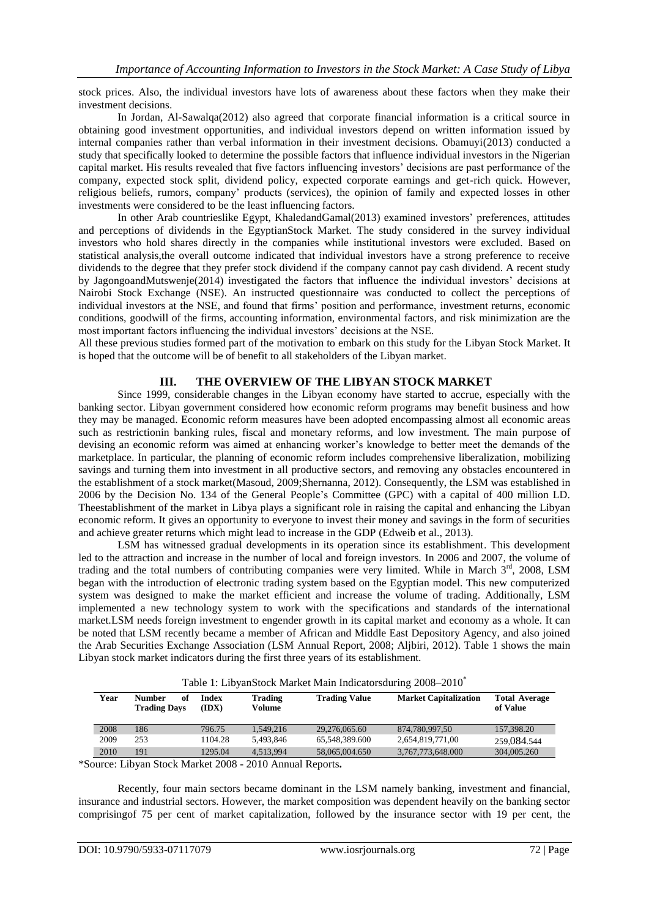stock prices. Also, the individual investors have lots of awareness about these factors when they make their investment decisions.

In Jordan, Al-Sawalqa(2012) also agreed that corporate financial information is a critical source in obtaining good investment opportunities, and individual investors depend on written information issued by internal companies rather than verbal information in their investment decisions. Obamuyi(2013) conducted a study that specifically looked to determine the possible factors that influence individual investors in the Nigerian capital market. His results revealed that five factors influencing investors' decisions are past performance of the company, expected stock split, dividend policy, expected corporate earnings and get-rich quick. However, religious beliefs, rumors, company' products (services), the opinion of family and expected losses in other investments were considered to be the least influencing factors.

In other Arab countrieslike Egypt, KhaledandGamal(2013) examined investors' preferences, attitudes and perceptions of dividends in the EgyptianStock Market. The study considered in the survey individual investors who hold shares directly in the companies while institutional investors were excluded. Based on statistical analysis,the overall outcome indicated that individual investors have a strong preference to receive dividends to the degree that they prefer stock dividend if the company cannot pay cash dividend. A recent study by JagongoandMutswenje(2014) investigated the factors that influence the individual investors' decisions at Nairobi Stock Exchange (NSE). An instructed questionnaire was conducted to collect the perceptions of individual investors at the NSE, and found that firms' position and performance, investment returns, economic conditions, goodwill of the firms, accounting information, environmental factors, and risk minimization are the most important factors influencing the individual investors' decisions at the NSE.

All these previous studies formed part of the motivation to embark on this study for the Libyan Stock Market. It is hoped that the outcome will be of benefit to all stakeholders of the Libyan market.

## III. THE OVERVIEW OF THE LIBYAN STOCK MARKET

Since 1999, considerable changes in the Libyan economy have started to accrue, especially with the banking sector. Libyan government considered how economic reform programs may benefit business and how they may be managed. Economic reform measures have been adopted encompassing almost all economic areas such as restrictionin banking rules, fiscal and monetary reforms, and low investment. The main purpose of devising an economic reform was aimed at enhancing worker's knowledge to better meet the demands of the marketplace. In particular, the planning of economic reform includes comprehensive liberalization, mobilizing savings and turning them into investment in all productive sectors, and removing any obstacles encountered in the establishment of a stock market(Masoud, 2009;Shernanna, 2012). Consequently, the LSM was established in 2006 by the Decision No. 134 of the General People's Committee (GPC) with a capital of 400 million LD. Theestablishment of the market in Libya plays a significant role in raising the capital and enhancing the Libyan economic reform. It gives an opportunity to everyone to invest their money and savings in the form of securities and achieve greater returns which might lead to increase in the GDP (Edweib et al., 2013).

LSM has witnessed gradual developments in its operation since its establishment. This development led to the attraction and increase in the number of local and foreign investors. In 2006 and 2007, the volume of trading and the total numbers of contributing companies were very limited. While in March 3rd, 2008, LSM began with the introduction of electronic trading system based on the Egyptian model. This new computerized system was designed to make the market efficient and increase the volume of trading. Additionally, LSM implemented a new technology system to work with the specifications and standards of the international market.LSM needs foreign investment to engender growth in its capital market and economy as a whole. It can be noted that LSM recently became a member of African and Middle East Depository Agency, and also joined the Arab Securities Exchange Association (LSM Annual Report, 2008; Aljbiri, 2012). Table 1 shows the main Libyan stock market indicators during the first three years of its establishment.

Table 1: LibyanStock Market Main Indicatorsduring 2008–2010*

| Year | Number of Trading Days | Index (IDX) | Trading Volume | Trading Value | Market Capitalization | Total Average of Value |
|---|---|---|---|---|---|---|
| 2008 | 186 | 796.75 | 1,549,216 | 29,276,065.60 | 874,780,997,50 | 157,398.20 |
| 2009 | 253 | 1104.28 | 5,493,846 | 65,548,389.600 | 2,654,819,771,00 | 259,084.544 |
| 2010 | 191 | 1295.04 | 4,513,994 | 58,065,004.650 | 3,767,773,648.000 | 304,005.260 |

*Source: Libyan Stock Market 2008 - 2010 Annual Reports**.**

Recently, four main sectors became dominant in the LSM namely banking, investment and financial, insurance and industrial sectors. However, the market composition was dependent heavily on the banking sector comprisingof 75 per cent of market capitalization, followed by the insurance sector with 19 per cent, the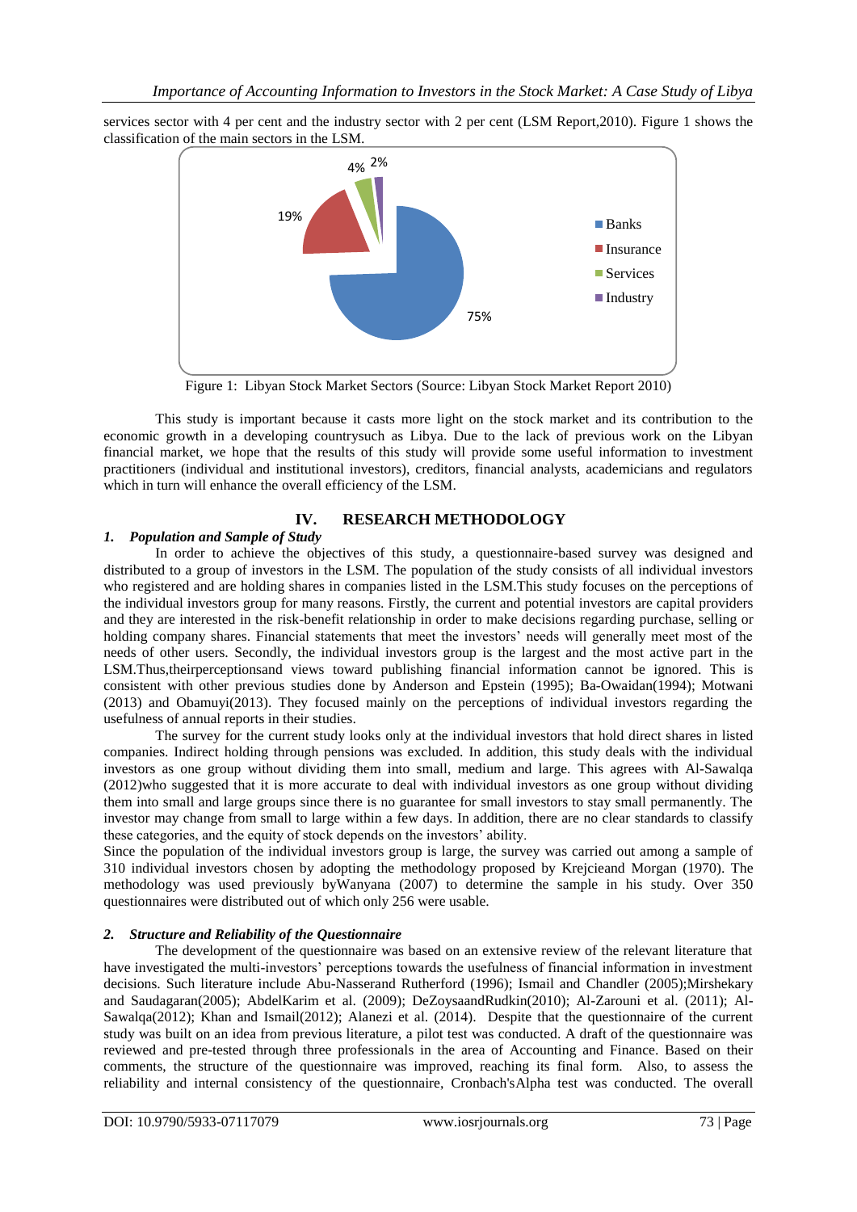services sector with 4 per cent and the industry sector with 2 per cent (LSM Report,2010). Figure 1 shows the classification of the main sectors in the LSM.

Figure 1: Libyan Stock Market Sectors (Source: Libyan Stock Market Report 2010)

This study is important because it casts more light on the stock market and its contribution to the economic growth in a developing countrysuch as Libya. Due to the lack of previous work on the Libyan financial market, we hope that the results of this study will provide some useful information to investment practitioners (individual and institutional investors), creditors, financial analysts, academicians and regulators which in turn will enhance the overall efficiency of the LSM.

## IV. RESEARCH METHODOLOGY

### *1. Population and Sample of Study*

In order to achieve the objectives of this study, a questionnaire-based survey was designed and distributed to a group of investors in the LSM. The population of the study consists of all individual investors who registered and are holding shares in companies listed in the LSM.This study focuses on the perceptions of the individual investors group for many reasons. Firstly, the current and potential investors are capital providers and they are interested in the risk-benefit relationship in order to make decisions regarding purchase, selling or holding company shares. Financial statements that meet the investors' needs will generally meet most of the needs of other users. Secondly, the individual investors group is the largest and the most active part in the LSM.Thus,theirperceptionsand views toward publishing financial information cannot be ignored. This is consistent with other previous studies done by Anderson and Epstein (1995); Ba-Owaidan(1994); Motwani (2013) and Obamuyi(2013). They focused mainly on the perceptions of individual investors regarding the usefulness of annual reports in their studies.

The survey for the current study looks only at the individual investors that hold direct shares in listed companies. Indirect holding through pensions was excluded. In addition, this study deals with the individual investors as one group without dividing them into small, medium and large. This agrees with Al-Sawalqa (2012)who suggested that it is more accurate to deal with individual investors as one group without dividing them into small and large groups since there is no guarantee for small investors to stay small permanently. The investor may change from small to large within a few days. In addition, there are no clear standards to classify these categories, and the equity of stock depends on the investors' ability.

Since the population of the individual investors group is large, the survey was carried out among a sample of 310 individual investors chosen by adopting the methodology proposed by Krejcieand Morgan (1970). The methodology was used previously byWanyana (2007) to determine the sample in his study. Over 350 questionnaires were distributed out of which only 256 were usable.

### *2. Structure and Reliability of the Questionnaire*

The development of the questionnaire was based on an extensive review of the relevant literature that have investigated the multi-investors' perceptions towards the usefulness of financial information in investment decisions. Such literature include Abu-Nasserand Rutherford (1996); Ismail and Chandler (2005);Mirshekary and Saudagaran(2005); AbdelKarim et al. (2009); DeZoysaandRudkin(2010); Al-Zarouni et al. (2011); Al-Sawalqa(2012); Khan and Ismail(2012); Alanezi et al. (2014). Despite that the questionnaire of the current study was built on an idea from previous literature, a pilot test was conducted. A draft of the questionnaire was reviewed and pre-tested through three professionals in the area of Accounting and Finance. Based on their comments, the structure of the questionnaire was improved, reaching its final form. Also, to assess the reliability and internal consistency of the questionnaire, Cronbach'sAlpha test was conducted. The overall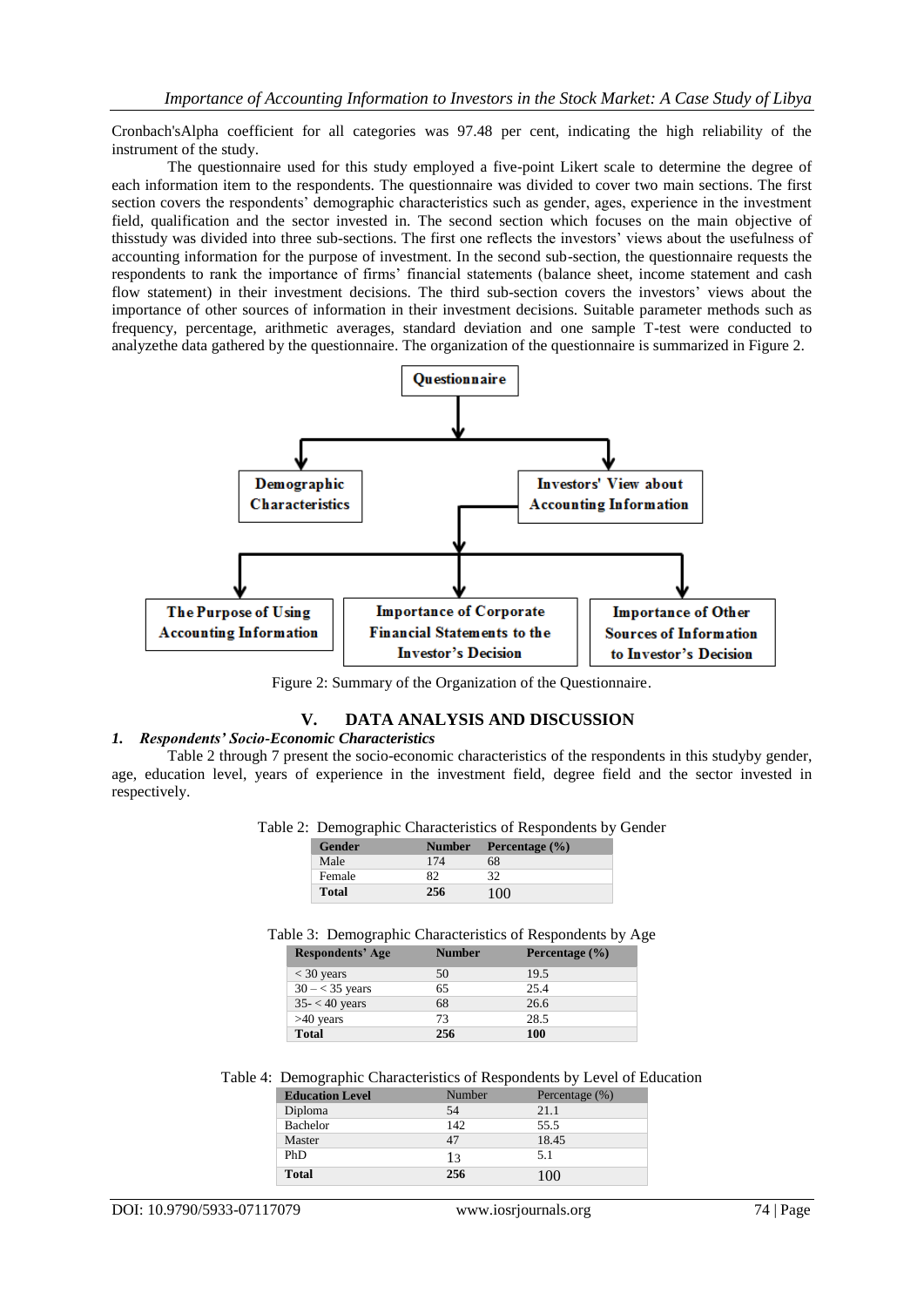Cronbach'sAlpha coefficient for all categories was 97.48 per cent, indicating the high reliability of the instrument of the study.

The questionnaire used for this study employed a five-point Likert scale to determine the degree of each information item to the respondents. The questionnaire was divided to cover two main sections. The first section covers the respondents' demographic characteristics such as gender, ages, experience in the investment field, qualification and the sector invested in. The second section which focuses on the main objective of thisstudy was divided into three sub-sections. The first one reflects the investors' views about the usefulness of accounting information for the purpose of investment. In the second sub-section, the questionnaire requests the respondents to rank the importance of firms' financial statements (balance sheet, income statement and cash flow statement) in their investment decisions. The third sub-section covers the investors' views about the importance of other sources of information in their investment decisions. Suitable parameter methods such as frequency, percentage, arithmetic averages, standard deviation and one sample T-test were conducted to analyzethe data gathered by the questionnaire. The organization of the questionnaire is summarized in Figure 2.

Questionnaire
- Demographic Characteristics
- Investors' View about Accounting Information
  - The Purpose of Using Accounting Information
  - Importance of Corporate Financial Statements to the Investor's Decision
  - Importance of Other Sources of Information to Investor's Decision

Figure 2: Summary of the Organization of the Questionnaire.

## V. DATA ANALYSIS AND DISCUSSION

### *1. Respondents' Socio-Economic Characteristics*

Table 2 through 7 present the socio-economic characteristics of the respondents in this studyby gender, age, education level, years of experience in the investment field, degree field and the sector invested in respectively.

Table 2: Demographic Characteristics of Respondents by Gender

| Gender | Number | Percentage (%) |
|---|---|---|
| Male | 174 | 68 |
| Female | 82 | 32 |
| **Total** | **256** | 100 |

Table 3: Demographic Characteristics of Respondents by Age

| Respondents' Age | Number | Percentage (%) |
|---|---|---|
| < 30 years | 50 | 19.5 |
| 30 – < 35 years | 65 | 25.4 |
| 35- < 40 years | 68 | 26.6 |
| >40 years | 73 | 28.5 |
| **Total** | **256** | **100** |

Table 4: Demographic Characteristics of Respondents by Level of Education

| Education Level | Number | Percentage (%) |
|---|---|---|
| Diploma | 54 | 21.1 |
| Bachelor | 142 | 55.5 |
| Master | 47 | 18.45 |
| PhD | 13 | 5.1 |
| **Total** | **256** | 100 |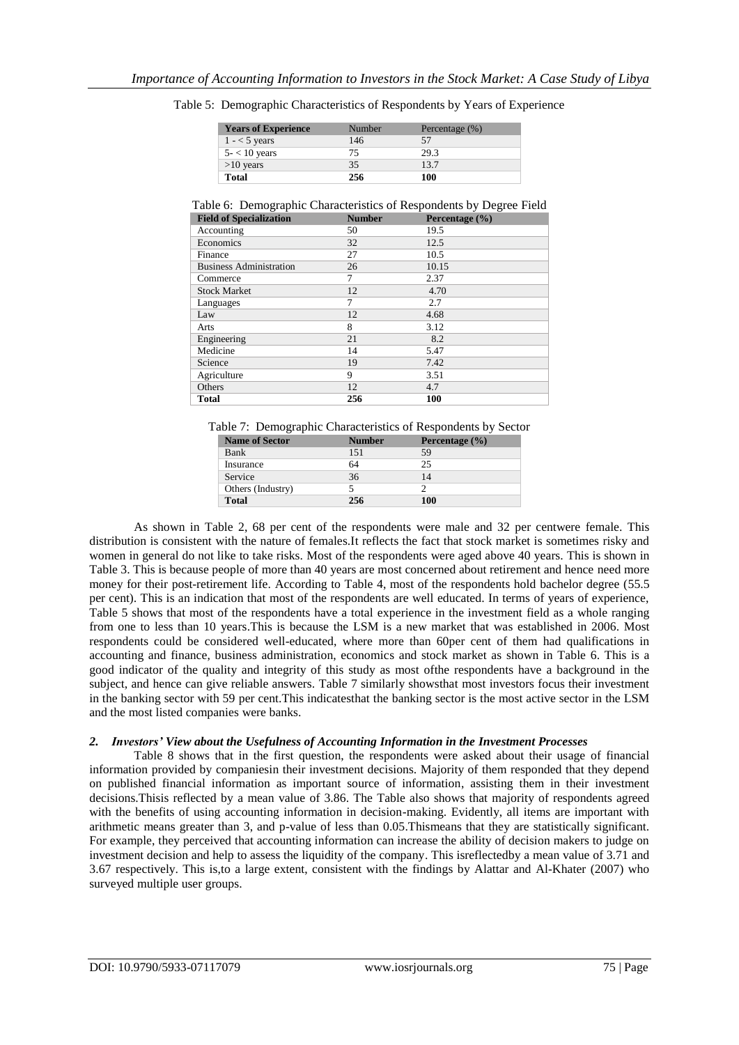Table 5: Demographic Characteristics of Respondents by Years of Experience

| Years of Experience | Number | Percentage (%) |
|---|---|---|
| 1 - < 5 years | 146 | 57 |
| 5- < 10 years | 75 | 29.3 |
| >10 years | 35 | 13.7 |
| **Total** | **256** | **100** |

Table 6: Demographic Characteristics of Respondents by Degree Field

| Field of Specialization | Number | Percentage (%) |
|---|---|---|
| Accounting | 50 | 19.5 |
| Economics | 32 | 12.5 |
| Finance | 27 | 10.5 |
| Business Administration | 26 | 10.15 |
| Commerce | 7 | 2.37 |
| Stock Market | 12 | 4.70 |
| Languages | 7 | 2.7 |
| Law | 12 | 4.68 |
| Arts | 8 | 3.12 |
| Engineering | 21 | 8.2 |
| Medicine | 14 | 5.47 |
| Science | 19 | 7.42 |
| Agriculture | 9 | 3.51 |
| Others | 12 | 4.7 |
| **Total** | **256** | **100** |

Table 7: Demographic Characteristics of Respondents by Sector

| Name of Sector | Number | Percentage (%) |
|---|---|---|
| Bank | 151 | 59 |
| Insurance | 64 | 25 |
| Service | 36 | 14 |
| Others (Industry) | 5 | 2 |
| **Total** | **256** | **100** |

As shown in Table 2, 68 per cent of the respondents were male and 32 per centwere female. This distribution is consistent with the nature of females.It reflects the fact that stock market is sometimes risky and women in general do not like to take risks. Most of the respondents were aged above 40 years. This is shown in Table 3. This is because people of more than 40 years are most concerned about retirement and hence need more money for their post-retirement life. According to Table 4, most of the respondents hold bachelor degree (55.5 per cent). This is an indication that most of the respondents are well educated. In terms of years of experience, Table 5 shows that most of the respondents have a total experience in the investment field as a whole ranging from one to less than 10 years.This is because the LSM is a new market that was established in 2006. Most respondents could be considered well-educated, where more than 60per cent of them had qualifications in accounting and finance, business administration, economics and stock market as shown in Table 6. This is a good indicator of the quality and integrity of this study as most ofthe respondents have a background in the subject, and hence can give reliable answers. Table 7 similarly showsthat most investors focus their investment in the banking sector with 59 per cent.This indicatesthat the banking sector is the most active sector in the LSM and the most listed companies were banks.

### *2. Investors' View about the Usefulness of Accounting Information in the Investment Processes*

Table 8 shows that in the first question, the respondents were asked about their usage of financial information provided by companiesin their investment decisions. Majority of them responded that they depend on published financial information as important source of information, assisting them in their investment decisions.Thisis reflected by a mean value of 3.86. The Table also shows that majority of respondents agreed with the benefits of using accounting information in decision-making. Evidently, all items are important with arithmetic means greater than 3, and p-value of less than 0.05.Thismeans that they are statistically significant. For example, they perceived that accounting information can increase the ability of decision makers to judge on investment decision and help to assess the liquidity of the company. This isreflectedby a mean value of 3.71 and 3.67 respectively. This is,to a large extent, consistent with the findings by Alattar and Al-Khater (2007) who surveyed multiple user groups.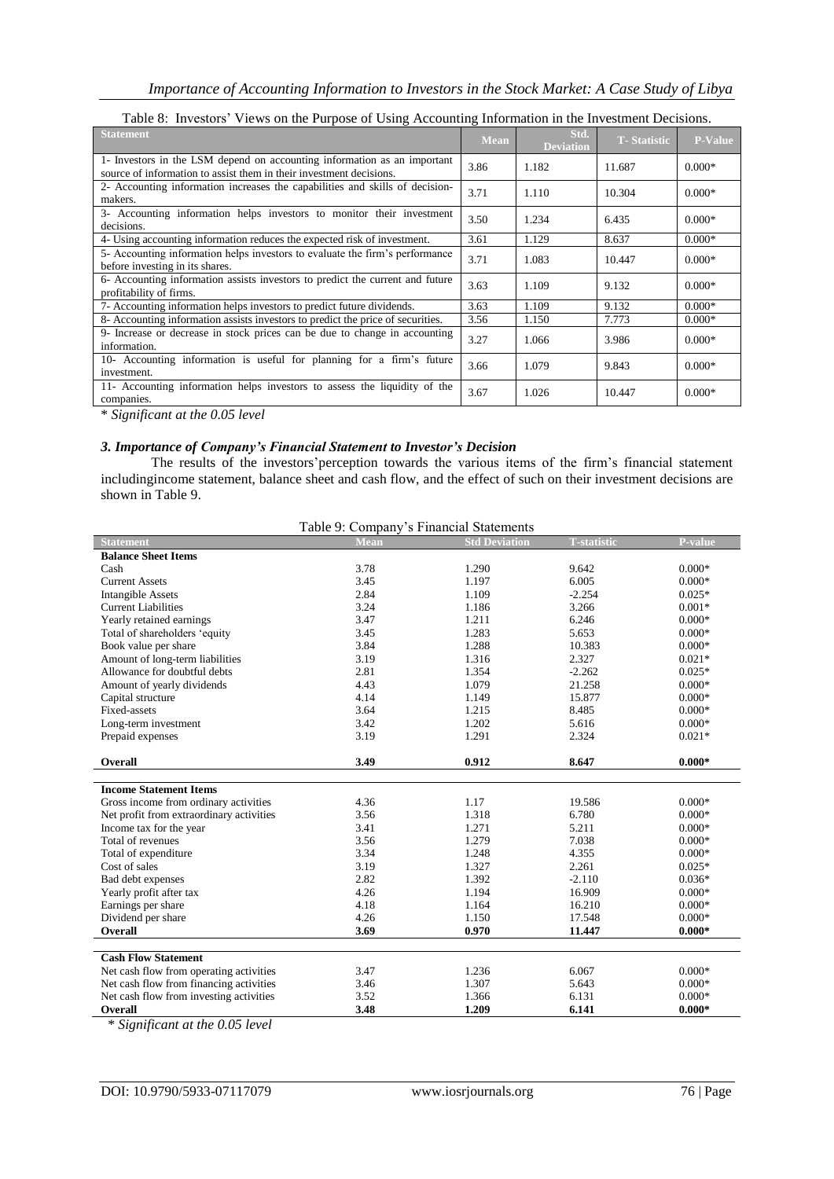Table 8: Investors' Views on the Purpose of Using Accounting Information in the Investment Decisions.

| Statement | Mean | Std. Deviation | T- Statistic | P-Value |
|---|---|---|---|---|
| 1- Investors in the LSM depend on accounting information as an important source of information to assist them in their investment decisions. | 3.86 | 1.182 | 11.687 | 0.000* |
| 2- Accounting information increases the capabilities and skills of decision-makers. | 3.71 | 1.110 | 10.304 | 0.000* |
| 3- Accounting information helps investors to monitor their investment decisions. | 3.50 | 1.234 | 6.435 | 0.000* |
| 4- Using accounting information reduces the expected risk of investment. | 3.61 | 1.129 | 8.637 | 0.000* |
| 5- Accounting information helps investors to evaluate the firm's performance before investing in its shares. | 3.71 | 1.083 | 10.447 | 0.000* |
| 6- Accounting information assists investors to predict the current and future profitability of firms. | 3.63 | 1.109 | 9.132 | 0.000* |
| 7- Accounting information helps investors to predict future dividends. | 3.63 | 1.109 | 9.132 | 0.000* |
| 8- Accounting information assists investors to predict the price of securities. | 3.56 | 1.150 | 7.773 | 0.000* |
| 9- Increase or decrease in stock prices can be due to change in accounting information. | 3.27 | 1.066 | 3.986 | 0.000* |
| 10- Accounting information is useful for planning for a firm's future investment. | 3.66 | 1.079 | 9.843 | 0.000* |
| 11- Accounting information helps investors to assess the liquidity of the companies. | 3.67 | 1.026 | 10.447 | 0.000* |

*\* Significant at the 0.05 level*

### *3. Importance of Company's Financial Statement to Investor's Decision*

The results of the investors'perception towards the various items of the firm's financial statement includingincome statement, balance sheet and cash flow, and the effect of such on their investment decisions are shown in Table 9.

Table 9: Company's Financial Statements

| Statement | Mean | Std Deviation | T-statistic | P-value |
|---|---|---|---|---|
| **Balance Sheet Items** | | | | |
| Cash | 3.78 | 1.290 | 9.642 | 0.000* |
| Current Assets | 3.45 | 1.197 | 6.005 | 0.000* |
| Intangible Assets | 2.84 | 1.109 | -2.254 | 0.025* |
| Current Liabilities | 3.24 | 1.186 | 3.266 | 0.001* |
| Yearly retained earnings | 3.47 | 1.211 | 6.246 | 0.000* |
| Total of shareholders 'equity | 3.45 | 1.283 | 5.653 | 0.000* |
| Book value per share | 3.84 | 1.288 | 10.383 | 0.000* |
| Amount of long-term liabilities | 3.19 | 1.316 | 2.327 | 0.021* |
| Allowance for doubtful debts | 2.81 | 1.354 | -2.262 | 0.025* |
| Amount of yearly dividends | 4.43 | 1.079 | 21.258 | 0.000* |
| Capital structure | 4.14 | 1.149 | 15.877 | 0.000* |
| Fixed-assets | 3.64 | 1.215 | 8.485 | 0.000* |
| Long-term investment | 3.42 | 1.202 | 5.616 | 0.000* |
| Prepaid expenses | 3.19 | 1.291 | 2.324 | 0.021* |
| **Overall** | **3.49** | **0.912** | **8.647** | **0.000*** |
| **Income Statement Items** | | | | |
| Gross income from ordinary activities | 4.36 | 1.17 | 19.586 | 0.000* |
| Net profit from extraordinary activities | 3.56 | 1.318 | 6.780 | 0.000* |
| Income tax for the year | 3.41 | 1.271 | 5.211 | 0.000* |
| Total of revenues | 3.56 | 1.279 | 7.038 | 0.000* |
| Total of expenditure | 3.34 | 1.248 | 4.355 | 0.000* |
| Cost of sales | 3.19 | 1.327 | 2.261 | 0.025* |
| Bad debt expenses | 2.82 | 1.392 | -2.110 | 0.036* |
| Yearly profit after tax | 4.26 | 1.194 | 16.909 | 0.000* |
| Earnings per share | 4.18 | 1.164 | 16.210 | 0.000* |
| Dividend per share | 4.26 | 1.150 | 17.548 | 0.000* |
| **Overall** | **3.69** | **0.970** | **11.447** | **0.000*** |
| **Cash Flow Statement** | | | | |
| Net cash flow from operating activities | 3.47 | 1.236 | 6.067 | 0.000* |
| Net cash flow from financing activities | 3.46 | 1.307 | 5.643 | 0.000* |
| Net cash flow from investing activities | 3.52 | 1.366 | 6.131 | 0.000* |
| **Overall** | **3.48** | **1.209** | **6.141** | **0.000*** |

*\* Significant at the 0.05 level*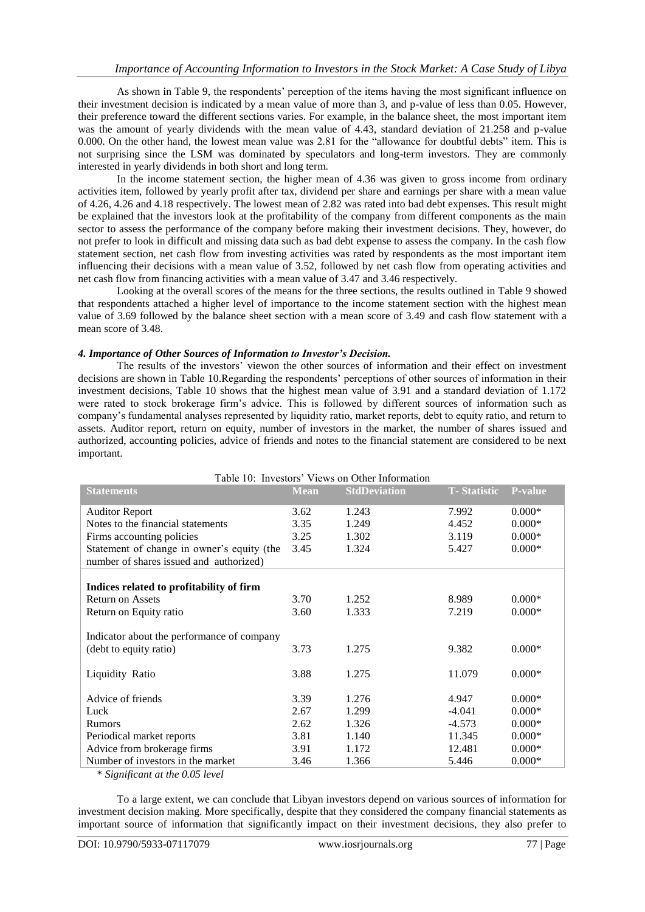As shown in Table 9, the respondents' perception of the items having the most significant influence on their investment decision is indicated by a mean value of more than 3, and p-value of less than 0.05. However, their preference toward the different sections varies. For example, in the balance sheet, the most important item was the amount of yearly dividends with the mean value of 4.43, standard deviation of 21.258 and p-value 0.000. On the other hand, the lowest mean value was 2.81 for the "allowance for doubtful debts" item. This is not surprising since the LSM was dominated by speculators and long-term investors. They are commonly interested in yearly dividends in both short and long term.

In the income statement section, the higher mean of 4.36 was given to gross income from ordinary activities item, followed by yearly profit after tax, dividend per share and earnings per share with a mean value of 4.26, 4.26 and 4.18 respectively. The lowest mean of 2.82 was rated into bad debt expenses. This result might be explained that the investors look at the profitability of the company from different components as the main sector to assess the performance of the company before making their investment decisions. They, however, do not prefer to look in difficult and missing data such as bad debt expense to assess the company. In the cash flow statement section, net cash flow from investing activities was rated by respondents as the most important item influencing their decisions with a mean value of 3.52, followed by net cash flow from operating activities and net cash flow from financing activities with a mean value of 3.47 and 3.46 respectively.

Looking at the overall scores of the means for the three sections, the results outlined in Table 9 showed that respondents attached a higher level of importance to the income statement section with the highest mean value of 3.69 followed by the balance sheet section with a mean score of 3.49 and cash flow statement with a mean score of 3.48.

### *4. Importance of Other Sources of Information to Investor's Decision.*

The results of the investors' viewon the other sources of information and their effect on investment decisions are shown in Table 10.Regarding the respondents' perceptions of other sources of information in their investment decisions, Table 10 shows that the highest mean value of 3.91 and a standard deviation of 1.172 were rated to stock brokerage firm's advice. This is followed by different sources of information such as company's fundamental analyses represented by liquidity ratio, market reports, debt to equity ratio, and return to assets. Auditor report, return on equity, number of investors in the market, the number of shares issued and authorized, accounting policies, advice of friends and notes to the financial statement are considered to be next important.

Table 10: Investors' Views on Other Information

| Statements | Mean | StdDeviation | T- Statistic | P-value |
|---|---|---|---|---|
| Auditor Report | 3.62 | 1.243 | 7.992 | 0.000* |
| Notes to the financial statements | 3.35 | 1.249 | 4.452 | 0.000* |
| Firms accounting policies | 3.25 | 1.302 | 3.119 | 0.000* |
| Statement of change in owner's equity (the number of shares issued and authorized) | 3.45 | 1.324 | 5.427 | 0.000* |
| **Indices related to profitability of firm** | | | | |
| Return on Assets | 3.70 | 1.252 | 8.989 | 0.000* |
| Return on Equity ratio | 3.60 | 1.333 | 7.219 | 0.000* |
| Indicator about the performance of company (debt to equity ratio) | 3.73 | 1.275 | 9.382 | 0.000* |
| Liquidity Ratio | 3.88 | 1.275 | 11.079 | 0.000* |
| Advice of friends | 3.39 | 1.276 | 4.947 | 0.000* |
| Luck | 2.67 | 1.299 | -4.041 | 0.000* |
| Rumors | 2.62 | 1.326 | -4.573 | 0.000* |
| Periodical market reports | 3.81 | 1.140 | 11.345 | 0.000* |
| Advice from brokerage firms | 3.91 | 1.172 | 12.481 | 0.000* |
| Number of investors in the market | 3.46 | 1.366 | 5.446 | 0.000* |

*\* Significant at the 0.05 level*

To a large extent, we can conclude that Libyan investors depend on various sources of information for investment decision making. More specifically, despite that they considered the company financial statements as important source of information that significantly impact on their investment decisions, they also prefer to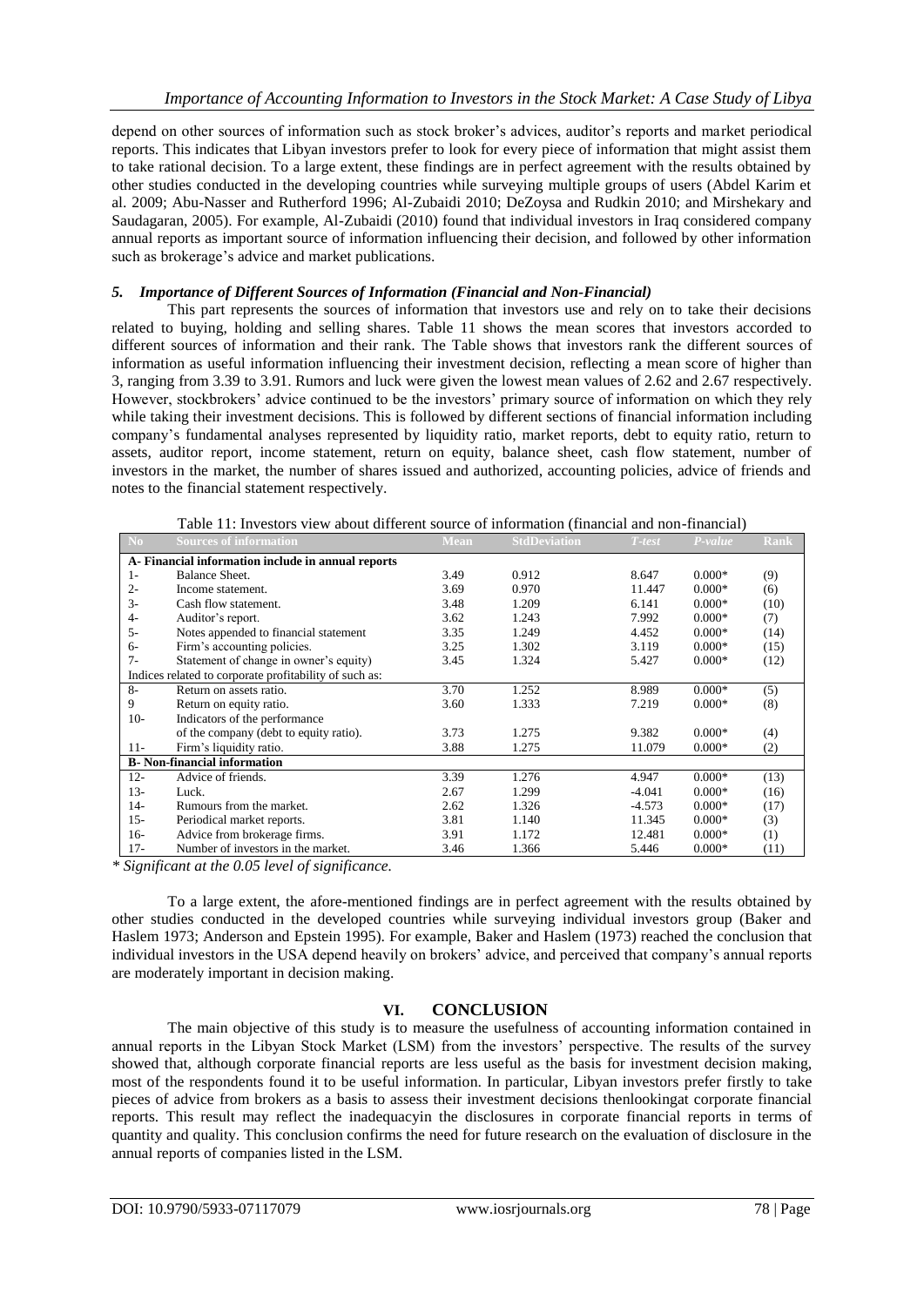depend on other sources of information such as stock broker's advices, auditor's reports and market periodical reports. This indicates that Libyan investors prefer to look for every piece of information that might assist them to take rational decision. To a large extent, these findings are in perfect agreement with the results obtained by other studies conducted in the developing countries while surveying multiple groups of users (Abdel Karim et al. 2009; Abu-Nasser and Rutherford 1996; Al-Zubaidi 2010; DeZoysa and Rudkin 2010; and Mirshekary and Saudagaran, 2005). For example, Al-Zubaidi (2010) found that individual investors in Iraq considered company annual reports as important source of information influencing their decision, and followed by other information such as brokerage's advice and market publications.

### *5. Importance of Different Sources of Information (Financial and Non-Financial)*

This part represents the sources of information that investors use and rely on to take their decisions related to buying, holding and selling shares. Table 11 shows the mean scores that investors accorded to different sources of information and their rank. The Table shows that investors rank the different sources of information as useful information influencing their investment decision, reflecting a mean score of higher than 3, ranging from 3.39 to 3.91. Rumors and luck were given the lowest mean values of 2.62 and 2.67 respectively. However, stockbrokers' advice continued to be the investors' primary source of information on which they rely while taking their investment decisions. This is followed by different sections of financial information including company's fundamental analyses represented by liquidity ratio, market reports, debt to equity ratio, return to assets, auditor report, income statement, return on equity, balance sheet, cash flow statement, number of investors in the market, the number of shares issued and authorized, accounting policies, advice of friends and notes to the financial statement respectively.

Table 11: Investors view about different source of information (financial and non-financial)

| No | Sources of information | Mean | StdDeviation | *T-test* | *P-value* | Rank |
|---|---|---|---|---|---|---|
| **A- Financial information include in annual reports** | | | | | | |
| 1- | Balance Sheet. | 3.49 | 0.912 | 8.647 | 0.000* | (9) |
| 2- | Income statement. | 3.69 | 0.970 | 11.447 | 0.000* | (6) |
| 3- | Cash flow statement. | 3.48 | 1.209 | 6.141 | 0.000* | (10) |
| 4- | Auditor's report. | 3.62 | 1.243 | 7.992 | 0.000* | (7) |
| 5- | Notes appended to financial statement | 3.35 | 1.249 | 4.452 | 0.000* | (14) |
| 6- | Firm's accounting policies. | 3.25 | 1.302 | 3.119 | 0.000* | (15) |
| 7- | Statement of change in owner's equity) | 3.45 | 1.324 | 5.427 | 0.000* | (12) |
| Indices related to corporate profitability of such as: | | | | | | |
| 8- | Return on assets ratio. | 3.70 | 1.252 | 8.989 | 0.000* | (5) |
| 9 | Return on equity ratio. | 3.60 | 1.333 | 7.219 | 0.000* | (8) |
| 10- | Indicators of the performance of the company (debt to equity ratio). | 3.73 | 1.275 | 9.382 | 0.000* | (4) |
| 11- | Firm's liquidity ratio. | 3.88 | 1.275 | 11.079 | 0.000* | (2) |
| **B- Non-financial information** | | | | | | |
| 12- | Advice of friends. | 3.39 | 1.276 | 4.947 | 0.000* | (13) |
| 13- | Luck. | 2.67 | 1.299 | -4.041 | 0.000* | (16) |
| 14- | Rumours from the market. | 2.62 | 1.326 | -4.573 | 0.000* | (17) |
| 15- | Periodical market reports. | 3.81 | 1.140 | 11.345 | 0.000* | (3) |
| 16- | Advice from brokerage firms. | 3.91 | 1.172 | 12.481 | 0.000* | (1) |
| 17- | Number of investors in the market. | 3.46 | 1.366 | 5.446 | 0.000* | (11) |

*\* Significant at the 0.05 level of significance.*

To a large extent, the afore-mentioned findings are in perfect agreement with the results obtained by other studies conducted in the developed countries while surveying individual investors group (Baker and Haslem 1973; Anderson and Epstein 1995). For example, Baker and Haslem (1973) reached the conclusion that individual investors in the USA depend heavily on brokers' advice, and perceived that company's annual reports are moderately important in decision making.

## VI. CONCLUSION

The main objective of this study is to measure the usefulness of accounting information contained in annual reports in the Libyan Stock Market (LSM) from the investors' perspective. The results of the survey showed that, although corporate financial reports are less useful as the basis for investment decision making, most of the respondents found it to be useful information. In particular, Libyan investors prefer firstly to take pieces of advice from brokers as a basis to assess their investment decisions thenlookingat corporate financial reports. This result may reflect the inadequacyin the disclosures in corporate financial reports in terms of quantity and quality. This conclusion confirms the need for future research on the evaluation of disclosure in the annual reports of companies listed in the LSM.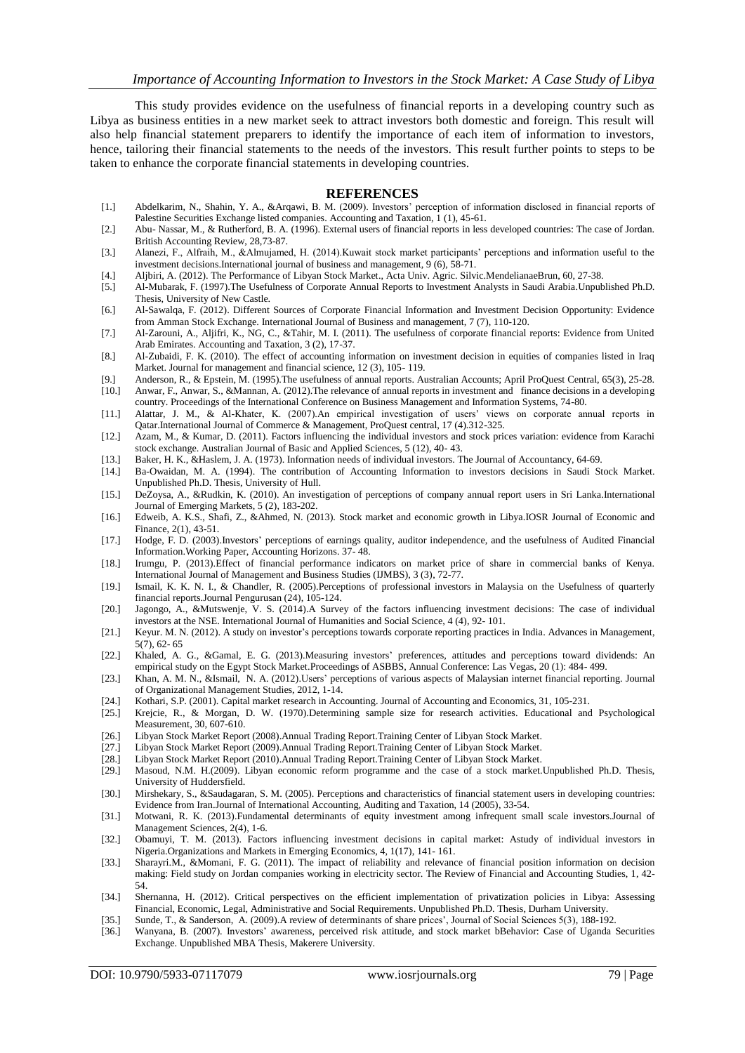This study provides evidence on the usefulness of financial reports in a developing country such as Libya as business entities in a new market seek to attract investors both domestic and foreign. This result will also help financial statement preparers to identify the importance of each item of information to investors, hence, tailoring their financial statements to the needs of the investors. This result further points to steps to be taken to enhance the corporate financial statements in developing countries.

## REFERENCES

[1.] Abdelkarim, N., Shahin, Y. A., &Arqawi, B. M. (2009). Investors' perception of information disclosed in financial reports of Palestine Securities Exchange listed companies. Accounting and Taxation, 1 (1), 45-61.

[2.] Abu- Nassar, M., & Rutherford, B. A. (1996). External users of financial reports in less developed countries: The case of Jordan. British Accounting Review, 28,73-87.

[3.] Alanezi, F., Alfraih, M., &Almujamed, H. (2014).Kuwait stock market participants' perceptions and information useful to the investment decisions.International journal of business and management, 9 (6), 58-71.

[4.] Aljbiri, A. (2012). The Performance of Libyan Stock Market., Acta Univ. Agric. Silvic.MendelianaeBrun, 60, 27-38.

[5.] Al-Mubarak, F. (1997).The Usefulness of Corporate Annual Reports to Investment Analysts in Saudi Arabia.Unpublished Ph.D. Thesis, University of New Castle.

[6.] Al-Sawalqa, F. (2012). Different Sources of Corporate Financial Information and Investment Decision Opportunity: Evidence from Amman Stock Exchange. International Journal of Business and management, 7 (7), 110-120.

[7.] Al-Zarouni, A., Aljifri, K., NG, C., &Tahir, M. I. (2011). The usefulness of corporate financial reports: Evidence from United Arab Emirates. Accounting and Taxation, 3 (2), 17-37.

[8.] Al-Zubaidi, F. K. (2010). The effect of accounting information on investment decision in equities of companies listed in Iraq Market. Journal for management and financial science, 12 (3), 105- 119.

[9.] Anderson, R., & Epstein, M. (1995).The usefulness of annual reports. Australian Accounts; April ProQuest Central, 65(3), 25-28.

[10.] Anwar, F., Anwar, S., &Mannan, A. (2012).The relevance of annual reports in investment and finance decisions in a developing country. Proceedings of the International Conference on Business Management and Information Systems, 74-80.

[11.] Alattar, J. M., & Al-Khater, K. (2007).An empirical investigation of users' views on corporate annual reports in Qatar.International Journal of Commerce & Management, ProQuest central, 17 (4).312-325.

[12.] Azam, M., & Kumar, D. (2011). Factors influencing the individual investors and stock prices variation: evidence from Karachi stock exchange. Australian Journal of Basic and Applied Sciences, 5 (12), 40- 43.

[13.] Baker, H. K., &Haslem, J. A. (1973). Information needs of individual investors. The Journal of Accountancy, 64-69.

[14.] Ba-Owaidan, M. A. (1994). The contribution of Accounting Information to investors decisions in Saudi Stock Market. Unpublished Ph.D. Thesis, University of Hull.

[15.] DeZoysa, A., &Rudkin, K. (2010). An investigation of perceptions of company annual report users in Sri Lanka.International Journal of Emerging Markets, 5 (2), 183-202.

[16.] Edweib, A. K.S., Shafi, Z., &Ahmed, N. (2013). Stock market and economic growth in Libya.IOSR Journal of Economic and Finance, 2(1), 43-51.

[17.] Hodge, F. D. (2003).Investors' perceptions of earnings quality, auditor independence, and the usefulness of Audited Financial Information.Working Paper, Accounting Horizons. 37- 48.

[18.] Irumgu, P. (2013).Effect of financial performance indicators on market price of share in commercial banks of Kenya. International Journal of Management and Business Studies (IJMBS), 3 (3), 72-77.

[19.] Ismail, K. K. N. I., & Chandler, R. (2005).Perceptions of professional investors in Malaysia on the Usefulness of quarterly financial reports.Journal Pengurusan (24), 105-124.

[20.] Jagongo, A., &Mutswenje, V. S. (2014).A Survey of the factors influencing investment decisions: The case of individual investors at the NSE. International Journal of Humanities and Social Science, 4 (4), 92- 101.

[21.] Keyur. M. N. (2012). A study on investor's perceptions towards corporate reporting practices in India. Advances in Management, 5(7), 62- 65

[22.] Khaled, A. G., &Gamal, E. G. (2013).Measuring investors' preferences, attitudes and perceptions toward dividends: An empirical study on the Egypt Stock Market.Proceedings of ASBBS, Annual Conference: Las Vegas, 20 (1): 484- 499.

[23.] Khan, A. M. N., &Ismail, N. A. (2012).Users' perceptions of various aspects of Malaysian internet financial reporting. Journal of Organizational Management Studies, 2012, 1-14.

[24.] Kothari, S.P. (2001). Capital market research in Accounting. Journal of Accounting and Economics, 31, 105-231.

[25.] Krejcie, R., & Morgan, D. W. (1970).Determining sample size for research activities. Educational and Psychological Measurement, 30, 607-610.

[26.] Libyan Stock Market Report (2008).Annual Trading Report.Training Center of Libyan Stock Market.

[27.] Libyan Stock Market Report (2009).Annual Trading Report.Training Center of Libyan Stock Market.

[28.] Libyan Stock Market Report (2010).Annual Trading Report.Training Center of Libyan Stock Market.

[29.] Masoud, N.M. H.(2009). Libyan economic reform programme and the case of a stock market.Unpublished Ph.D. Thesis, University of Huddersfield.

[30.] Mirshekary, S., &Saudagaran, S. M. (2005). Perceptions and characteristics of financial statement users in developing countries: Evidence from Iran.Journal of International Accounting, Auditing and Taxation, 14 (2005), 33-54.

[31.] Motwani, R. K. (2013).Fundamental determinants of equity investment among infrequent small scale investors.Journal of Management Sciences, 2(4), 1-6.

[32.] Obamuyi, T. M. (2013). Factors influencing investment decisions in capital market: Astudy of individual investors in Nigeria.Organizations and Markets in Emerging Economics, 4, 1(17), 141- 161.

[33.] Sharayri.M., &Momani, F. G. (2011). The impact of reliability and relevance of financial position information on decision making: Field study on Jordan companies working in electricity sector. The Review of Financial and Accounting Studies, 1, 42-54.

[34.] Shernanna, H. (2012). Critical perspectives on the efficient implementation of privatization policies in Libya: Assessing Financial, Economic, Legal, Administrative and Social Requirements. Unpublished Ph.D. Thesis, Durham University.

[35.] Sunde, T., & Sanderson, A. (2009).A review of determinants of share prices', Journal of Social Sciences 5(3), 188-192.

[36.] Wanyana, B. (2007). Investors' awareness, perceived risk attitude, and stock market bBehavior: Case of Uganda Securities Exchange. Unpublished MBA Thesis, Makerere University.